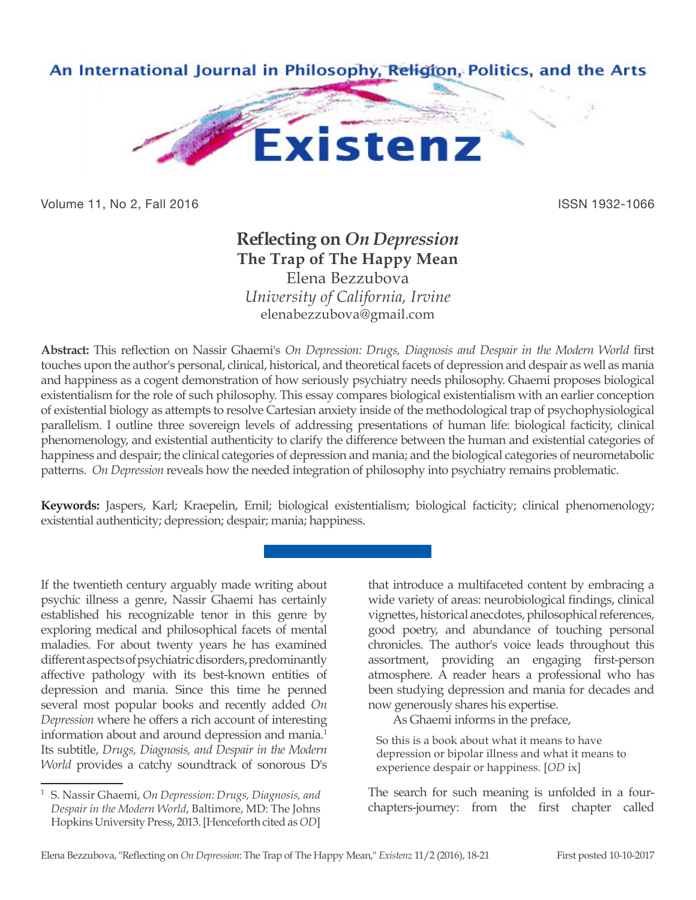# Reflecting on *On Depression*

## The Trap of The Happy Mean

Elena Bezzubova

*University of California, Irvine*

elenabezzubova@gmail.com

**Abstract:** This reflection on Nassir Ghaemi's *On Depression: Drugs, Diagnosis and Despair in the Modern World* first touches upon the author's personal, clinical, historical, and theoretical facets of depression and despair as well as mania and happiness as a cogent demonstration of how seriously psychiatry needs philosophy. Ghaemi proposes biological existentialism for the role of such philosophy. This essay compares biological existentialism with an earlier conception of existential biology as attempts to resolve Cartesian anxiety inside of the methodological trap of psychophysiological parallelism. I outline three sovereign levels of addressing presentations of human life: biological facticity, clinical phenomenology, and existential authenticity to clarify the difference between the human and existential categories of happiness and despair; the clinical categories of depression and mania; and the biological categories of neurometabolic patterns. *On Depression* reveals how the needed integration of philosophy into psychiatry remains problematic.

**Keywords:** Jaspers, Karl; Kraepelin, Emil; biological existentialism; biological facticity; clinical phenomenology; existential authenticity; depression; despair; mania; happiness.

---

If the twentieth century arguably made writing about psychic illness a genre, Nassir Ghaemi has certainly established his recognizable tenor in this genre by exploring medical and philosophical facets of mental maladies. For about twenty years he has examined different aspects of psychiatric disorders, predominantly affective pathology with its best-known entities of depression and mania. Since this time he penned several most popular books and recently added *On Depression* where he offers a rich account of interesting information about and around depression and mania.[1] Its subtitle, *Drugs, Diagnosis, and Despair in the Modern World* provides a catchy soundtrack of sonorous D's that introduce a multifaceted content by embracing a wide variety of areas: neurobiological findings, clinical vignettes, historical anecdotes, philosophical references, good poetry, and abundance of touching personal chronicles. The author's voice leads throughout this assortment, providing an engaging first-person atmosphere. A reader hears a professional who has been studying depression and mania for decades and now generously shares his expertise.

As Ghaemi informs in the preface,

> So this is a book about what it means to have depression or bipolar illness and what it means to experience despair or happiness. [*OD* ix]

The search for such meaning is unfolded in a four-chapters-journey: from the first chapter called

---

[1] S. Nassir Ghaemi, *On Depression: Drugs, Diagnosis, and Despair in the Modern World*, Baltimore, MD: The Johns Hopkins University Press, 2013. [Henceforth cited as *OD*]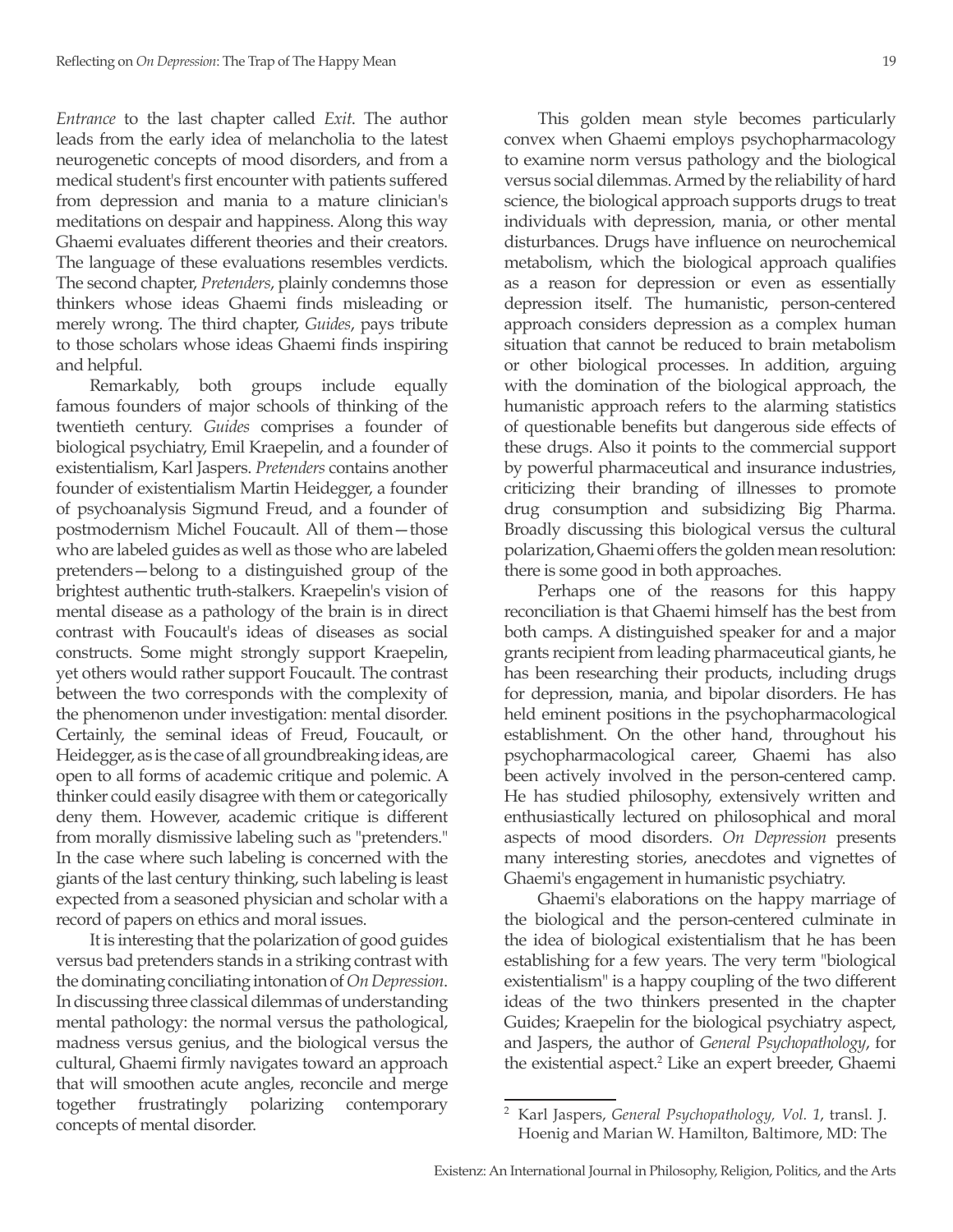*Entrance* to the last chapter called *Exit*. The author leads from the early idea of melancholia to the latest neurogenetic concepts of mood disorders, and from a medical student's first encounter with patients suffered from depression and mania to a mature clinician's meditations on despair and happiness. Along this way Ghaemi evaluates different theories and their creators. The language of these evaluations resembles verdicts. The second chapter, *Pretenders*, plainly condemns those thinkers whose ideas Ghaemi finds misleading or merely wrong. The third chapter, *Guides*, pays tribute to those scholars whose ideas Ghaemi finds inspiring and helpful.

Remarkably, both groups include equally famous founders of major schools of thinking of the twentieth century. *Guides* comprises a founder of biological psychiatry, Emil Kraepelin, and a founder of existentialism, Karl Jaspers. *Pretenders* contains another founder of existentialism Martin Heidegger, a founder of psychoanalysis Sigmund Freud, and a founder of postmodernism Michel Foucault. All of them—those who are labeled guides as well as those who are labeled pretenders—belong to a distinguished group of the brightest authentic truth-stalkers. Kraepelin's vision of mental disease as a pathology of the brain is in direct contrast with Foucault's ideas of diseases as social constructs. Some might strongly support Kraepelin, yet others would rather support Foucault. The contrast between the two corresponds with the complexity of the phenomenon under investigation: mental disorder. Certainly, the seminal ideas of Freud, Foucault, or Heidegger, as is the case of all groundbreaking ideas, are open to all forms of academic critique and polemic. A thinker could easily disagree with them or categorically deny them. However, academic critique is different from morally dismissive labeling such as "pretenders." In the case where such labeling is concerned with the giants of the last century thinking, such labeling is least expected from a seasoned physician and scholar with a record of papers on ethics and moral issues.

It is interesting that the polarization of good guides versus bad pretenders stands in a striking contrast with the dominating conciliating intonation of *On Depression*. In discussing three classical dilemmas of understanding mental pathology: the normal versus the pathological, madness versus genius, and the biological versus the cultural, Ghaemi firmly navigates toward an approach that will smoothen acute angles, reconcile and merge together frustratingly polarizing contemporary concepts of mental disorder.

This golden mean style becomes particularly convex when Ghaemi employs psychopharmacology to examine norm versus pathology and the biological versus social dilemmas. Armed by the reliability of hard science, the biological approach supports drugs to treat individuals with depression, mania, or other mental disturbances. Drugs have influence on neurochemical metabolism, which the biological approach qualifies as a reason for depression or even as essentially depression itself. The humanistic, person-centered approach considers depression as a complex human situation that cannot be reduced to brain metabolism or other biological processes. In addition, arguing with the domination of the biological approach, the humanistic approach refers to the alarming statistics of questionable benefits but dangerous side effects of these drugs. Also it points to the commercial support by powerful pharmaceutical and insurance industries, criticizing their branding of illnesses to promote drug consumption and subsidizing Big Pharma. Broadly discussing this biological versus the cultural polarization, Ghaemi offers the golden mean resolution: there is some good in both approaches.

Perhaps one of the reasons for this happy reconciliation is that Ghaemi himself has the best from both camps. A distinguished speaker for and a major grants recipient from leading pharmaceutical giants, he has been researching their products, including drugs for depression, mania, and bipolar disorders. He has held eminent positions in the psychopharmacological establishment. On the other hand, throughout his psychopharmacological career, Ghaemi has also been actively involved in the person-centered camp. He has studied philosophy, extensively written and enthusiastically lectured on philosophical and moral aspects of mood disorders. *On Depression* presents many interesting stories, anecdotes and vignettes of Ghaemi's engagement in humanistic psychiatry.

Ghaemi's elaborations on the happy marriage of the biological and the person-centered culminate in the idea of biological existentialism that he has been establishing for a few years. The very term "biological existentialism" is a happy coupling of the two different ideas of the two thinkers presented in the chapter Guides; Kraepelin for the biological psychiatry aspect, and Jaspers, the author of *General Psychopathology*, for the existential aspect.[2] Like an expert breeder, Ghaemi

---

[2] Karl Jaspers, *General Psychopathology, Vol. 1*, transl. J. Hoenig and Marian W. Hamilton, Baltimore, MD: The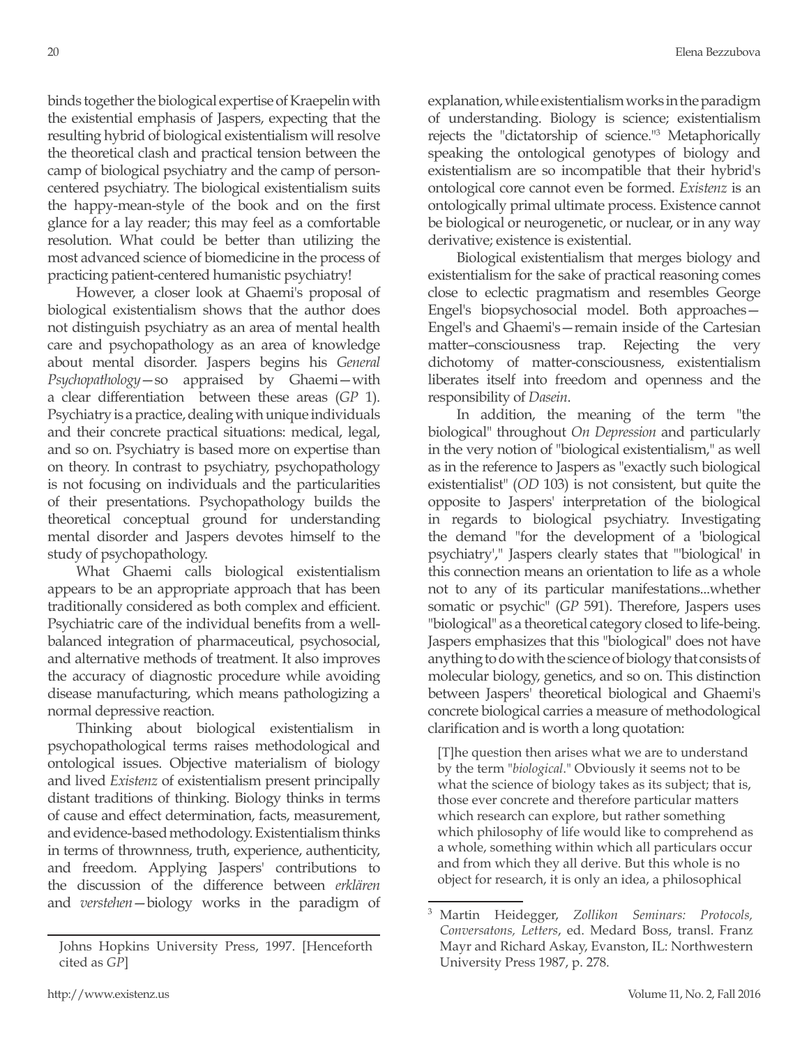binds together the biological expertise of Kraepelin with the existential emphasis of Jaspers, expecting that the resulting hybrid of biological existentialism will resolve the theoretical clash and practical tension between the camp of biological psychiatry and the camp of person-centered psychiatry. The biological existentialism suits the happy-mean-style of the book and on the first glance for a lay reader; this may feel as a comfortable resolution. What could be better than utilizing the most advanced science of biomedicine in the process of practicing patient-centered humanistic psychiatry!

However, a closer look at Ghaemi's proposal of biological existentialism shows that the author does not distinguish psychiatry as an area of mental health care and psychopathology as an area of knowledge about mental disorder. Jaspers begins his *General Psychopathology*—so appraised by Ghaemi—with a clear differentiation between these areas (*GP* 1). Psychiatry is a practice, dealing with unique individuals and their concrete practical situations: medical, legal, and so on. Psychiatry is based more on expertise than on theory. In contrast to psychiatry, psychopathology is not focusing on individuals and the particularities of their presentations. Psychopathology builds the theoretical conceptual ground for understanding mental disorder and Jaspers devotes himself to the study of psychopathology.

What Ghaemi calls biological existentialism appears to be an appropriate approach that has been traditionally considered as both complex and efficient. Psychiatric care of the individual benefits from a well-balanced integration of pharmaceutical, psychosocial, and alternative methods of treatment. It also improves the accuracy of diagnostic procedure while avoiding disease manufacturing, which means pathologizing a normal depressive reaction.

Thinking about biological existentialism in psychopathological terms raises methodological and ontological issues. Objective materialism of biology and lived *Existenz* of existentialism present principally distant traditions of thinking. Biology thinks in terms of cause and effect determination, facts, measurement, and evidence-based methodology. Existentialism thinks in terms of thrownness, truth, experience, authenticity, and freedom. Applying Jaspers' contributions to the discussion of the difference between *erklären* and *verstehen*—biology works in the paradigm of explanation, while existentialism works in the paradigm of understanding. Biology is science; existentialism rejects the "dictatorship of science."[3] Metaphorically speaking the ontological genotypes of biology and existentialism are so incompatible that their hybrid's ontological core cannot even be formed. *Existenz* is an ontologically primal ultimate process. Existence cannot be biological or neurogenetic, or nuclear, or in any way derivative; existence is existential.

Biological existentialism that merges biology and existentialism for the sake of practical reasoning comes close to eclectic pragmatism and resembles George Engel's biopsychosocial model. Both approaches—Engel's and Ghaemi's—remain inside of the Cartesian matter–consciousness trap. Rejecting the very dichotomy of matter-consciousness, existentialism liberates itself into freedom and openness and the responsibility of *Dasein*.

In addition, the meaning of the term "the biological" throughout *On Depression* and particularly in the very notion of "biological existentialism," as well as in the reference to Jaspers as "exactly such biological existentialist" (*OD* 103) is not consistent, but quite the opposite to Jaspers' interpretation of the biological in regards to biological psychiatry. Investigating the demand "for the development of a 'biological psychiatry'," Jaspers clearly states that "'biological' in this connection means an orientation to life as a whole not to any of its particular manifestations...whether somatic or psychic" (*GP* 591). Therefore, Jaspers uses "biological" as a theoretical category closed to life-being. Jaspers emphasizes that this "biological" does not have anything to do with the science of biology that consists of molecular biology, genetics, and so on. This distinction between Jaspers' theoretical biological and Ghaemi's concrete biological carries a measure of methodological clarification and is worth a long quotation:

> [T]he question then arises what we are to understand by the term "*biological*." Obviously it seems not to be what the science of biology takes as its subject; that is, those ever concrete and therefore particular matters which research can explore, but rather something which philosophy of life would like to comprehend as a whole, something within which all particulars occur and from which they all derive. But this whole is no object for research, it is only an idea, a philosophical

---

Johns Hopkins University Press, 1997. [Henceforth cited as *GP*]

[3] Martin Heidegger, *Zollikon Seminars: Protocols, Conversatons, Letters*, ed. Medard Boss, transl. Franz Mayr and Richard Askay, Evanston, IL: Northwestern University Press 1987, p. 278.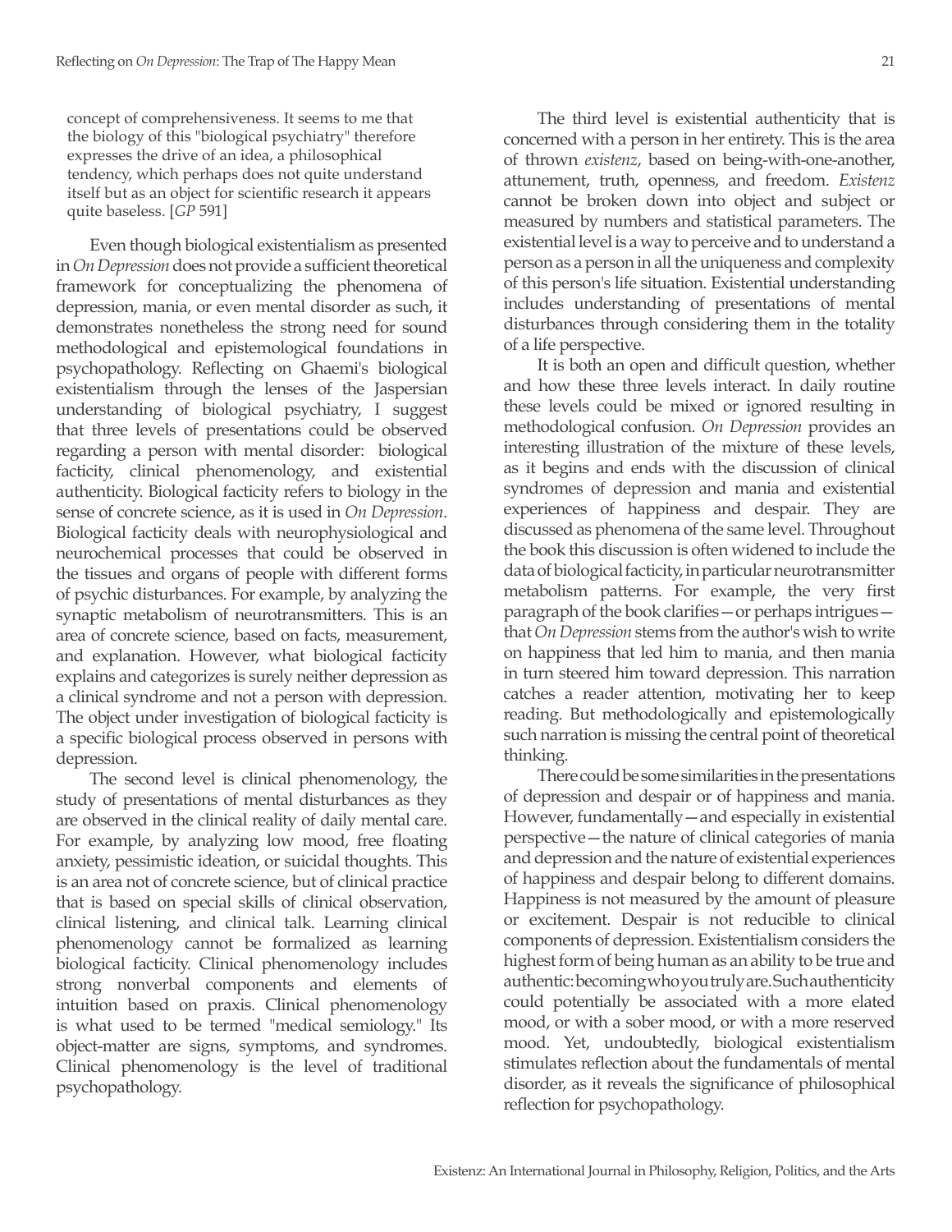concept of comprehensiveness. It seems to me that the biology of this "biological psychiatry" therefore expresses the drive of an idea, a philosophical tendency, which perhaps does not quite understand itself but as an object for scientific research it appears quite baseless. [*GP* 591]

Even though biological existentialism as presented in *On Depression* does not provide a sufficient theoretical framework for conceptualizing the phenomena of depression, mania, or even mental disorder as such, it demonstrates nonetheless the strong need for sound methodological and epistemological foundations in psychopathology. Reflecting on Ghaemi's biological existentialism through the lenses of the Jaspersian understanding of biological psychiatry, I suggest that three levels of presentations could be observed regarding a person with mental disorder: biological facticity, clinical phenomenology, and existential authenticity. Biological facticity refers to biology in the sense of concrete science, as it is used in *On Depression*. Biological facticity deals with neurophysiological and neurochemical processes that could be observed in the tissues and organs of people with different forms of psychic disturbances. For example, by analyzing the synaptic metabolism of neurotransmitters. This is an area of concrete science, based on facts, measurement, and explanation. However, what biological facticity explains and categorizes is surely neither depression as a clinical syndrome and not a person with depression. The object under investigation of biological facticity is a specific biological process observed in persons with depression.

The second level is clinical phenomenology, the study of presentations of mental disturbances as they are observed in the clinical reality of daily mental care. For example, by analyzing low mood, free floating anxiety, pessimistic ideation, or suicidal thoughts. This is an area not of concrete science, but of clinical practice that is based on special skills of clinical observation, clinical listening, and clinical talk. Learning clinical phenomenology cannot be formalized as learning biological facticity. Clinical phenomenology includes strong nonverbal components and elements of intuition based on praxis. Clinical phenomenology is what used to be termed "medical semiology." Its object-matter are signs, symptoms, and syndromes. Clinical phenomenology is the level of traditional psychopathology.

The third level is existential authenticity that is concerned with a person in her entirety. This is the area of thrown *existenz*, based on being-with-one-another, attunement, truth, openness, and freedom. *Existenz* cannot be broken down into object and subject or measured by numbers and statistical parameters. The existential level is a way to perceive and to understand a person as a person in all the uniqueness and complexity of this person's life situation. Existential understanding includes understanding of presentations of mental disturbances through considering them in the totality of a life perspective.

It is both an open and difficult question, whether and how these three levels interact. In daily routine these levels could be mixed or ignored resulting in methodological confusion. *On Depression* provides an interesting illustration of the mixture of these levels, as it begins and ends with the discussion of clinical syndromes of depression and mania and existential experiences of happiness and despair. They are discussed as phenomena of the same level. Throughout the book this discussion is often widened to include the data of biological facticity, in particular neurotransmitter metabolism patterns. For example, the very first paragraph of the book clarifies—or perhaps intrigues—that *On Depression* stems from the author's wish to write on happiness that led him to mania, and then mania in turn steered him toward depression. This narration catches a reader attention, motivating her to keep reading. But methodologically and epistemologically such narration is missing the central point of theoretical thinking.

There could be some similarities in the presentations of depression and despair or of happiness and mania. However, fundamentally—and especially in existential perspective—the nature of clinical categories of mania and depression and the nature of existential experiences of happiness and despair belong to different domains. Happiness is not measured by the amount of pleasure or excitement. Despair is not reducible to clinical components of depression. Existentialism considers the highest form of being human as an ability to be true and authentic: becoming who you truly are. Such authenticity could potentially be associated with a more elated mood, or with a sober mood, or with a more reserved mood. Yet, undoubtedly, biological existentialism stimulates reflection about the fundamentals of mental disorder, as it reveals the significance of philosophical reflection for psychopathology.